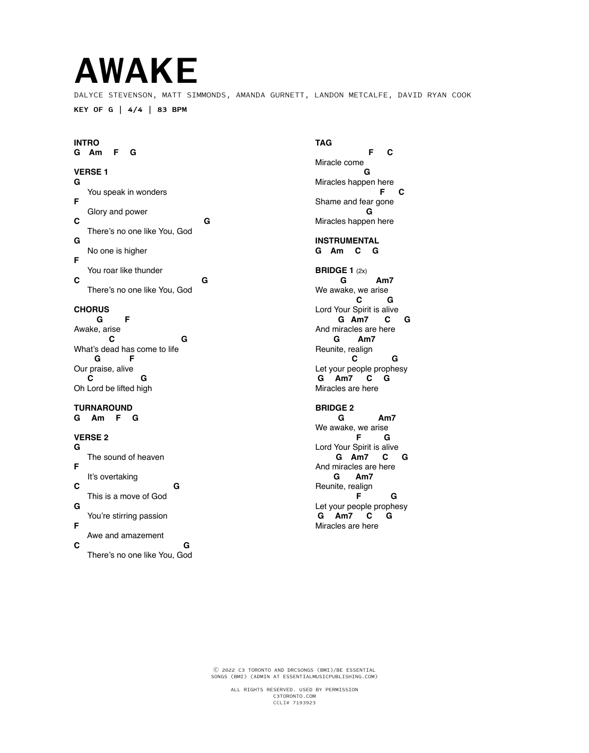# AWAKE

DALYCE STEVENSON, MATT SIMMONDS, AMANDA GURNETT, LANDON METCALFE, DAVID RYAN COOK

**KEY OF G | 4/4 | 83 BPM**

**INTRO**
```
G  Am  F  G
```

**VERSE 1**
```
G
    You speak in wonders
F
    Glory and power
C                                 G
    There's no one like You, God
G
    No one is higher
F
    You roar like thunder
C                                 G
    There's no one like You, God
```

**CHORUS**
```
      G      F
Awake, arise
         C                  G
What's dead has come to life
     G       F
Our praise, alive
    C           G
Oh Lord be lifted high
```

**TURNAROUND**
```
G  Am  F  G
```

**VERSE 2**
```
G
    The sound of heaven
F
    It's overtaking
C                       G
    This is a move of God
G
    You're stirring passion
F
    Awe and amazement
C                                 G
    There's no one like You, God
```

**TAG**
```
              F    C
Miracle come
            G
Miracles happen here
                F    C
Shame and fear gone
             G
Miracles happen here
```

**INSTRUMENTAL**
```
G  Am  C  G
```

**BRIDGE 1** (2x)
```
       G        Am7
We awake, we arise
           C      G
Lord Your Spirit is alive
      G  Am7    C    G
And miracles are here
     G     Am7
Reunite, realign
          C          G
Let your people prophesy
 G   Am7   C   G
Miracles are here
```

**BRIDGE 2**
```
      G         Am7
We awake, we arise
          F      G
Lord Your Spirit is alive
     G   Am7    C    G
And miracles are here
     G     Am7
Reunite, realign
          F          G
Let your people prophesy
 G   Am7   C   G
Miracles are here
```

Ⓒ 2022 C3 TORONTO AND DRCSONGS (BMI)/BE ESSENTIAL SONGS (BMI) (ADMIN AT ESSENTIALMUSICPUBLISHING.COM)

ALL RIGHTS RESERVED. USED BY PERMISSION
C3TORONTO.COM
CCLI# 7193923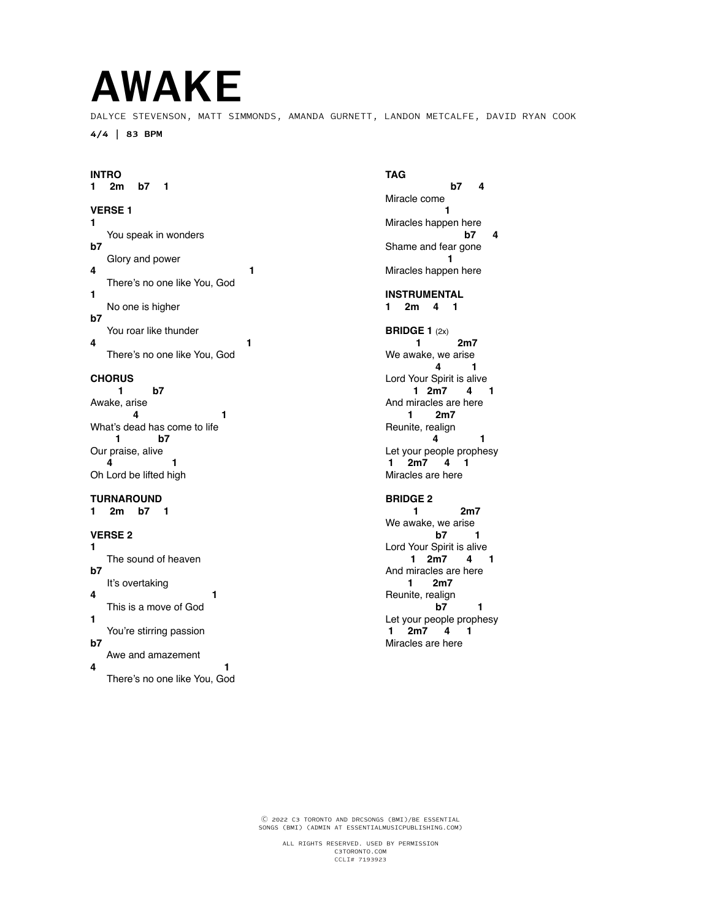# AWAKE

DALYCE STEVENSON, MATT SIMMONDS, AMANDA GURNETT, LANDON METCALFE, DAVID RYAN COOK

**4/4 | 83 BPM**

**INTRO**

```
1   2m   b7   1
```

**VERSE 1**

```
1
    You speak in wonders
b7
    Glory and power
4                                  1
    There's no one like You, God
1
    No one is higher
b7
    You roar like thunder
4                                  1
    There's no one like You, God
```

**CHORUS**

```
    1       b7
Awake, arise
        4                  1
What's dead has come to life
    1        b7
Our praise, alive
  4            1
Oh Lord be lifted high
```

**TURNAROUND**

```
1   2m   b7   1
```

**VERSE 2**

```
1
    The sound of heaven
b7
    It's overtaking
4                           1
    This is a move of God
1
    You're stirring passion
b7
    Awe and amazement
4                                1
    There's no one like You, God
```

**TAG**

```
               b7    4
Miracle come
             1
Miracles happen here
                 b7    4
Shame and fear gone
              1
Miracles happen here
```

**INSTRUMENTAL**

```
1   2m   4   1
```

**BRIDGE 1** (2x)

```
       1       2m7
We awake, we arise
            4       1
Lord Your Spirit is alive
       1  2m7    4    1
And miracles are here
     1      2m7
Reunite, realign
           4        1
Let your people prophesy
 1   2m7    4   1
Miracles are here
```

**BRIDGE 2**

```
       1        2m7
We awake, we arise
            b7      1
Lord Your Spirit is alive
      1  2m7     4    1
And miracles are here
     1      2m7
Reunite, realign
           b7       1
Let your people prophesy
 1   2m7    4    1
Miracles are here
```

Ⓒ 2022 C3 TORONTO AND DRCSONGS (BMI)/BE ESSENTIAL SONGS (BMI) (ADMIN AT ESSENTIALMUSICPUBLISHING.COM)

ALL RIGHTS RESERVED. USED BY PERMISSION
C3TORONTO.COM
CCLI# 7193923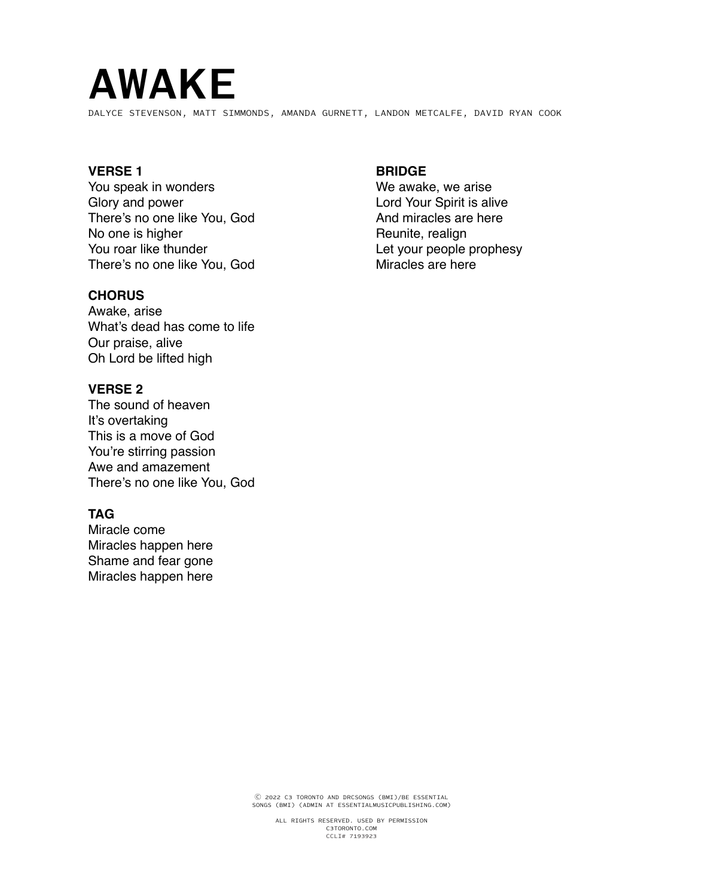# AWAKE

DALYCE STEVENSON, MATT SIMMONDS, AMANDA GURNETT, LANDON METCALFE, DAVID RYAN COOK

**VERSE 1**
You speak in wonders
Glory and power
There's no one like You, God
No one is higher
You roar like thunder
There's no one like You, God

**CHORUS**
Awake, arise
What's dead has come to life
Our praise, alive
Oh Lord be lifted high

**VERSE 2**
The sound of heaven
It's overtaking
This is a move of God
You're stirring passion
Awe and amazement
There's no one like You, God

**TAG**
Miracle come
Miracles happen here
Shame and fear gone
Miracles happen here

**BRIDGE**
We awake, we arise
Lord Your Spirit is alive
And miracles are here
Reunite, realign
Let your people prophesy
Miracles are here

Ⓒ 2022 C3 TORONTO AND DRCSONGS (BMI)/BE ESSENTIAL SONGS (BMI) (ADMIN AT ESSENTIALMUSICPUBLISHING.COM)

ALL RIGHTS RESERVED. USED BY PERMISSION
C3TORONTO.COM
CCLI# 7193923